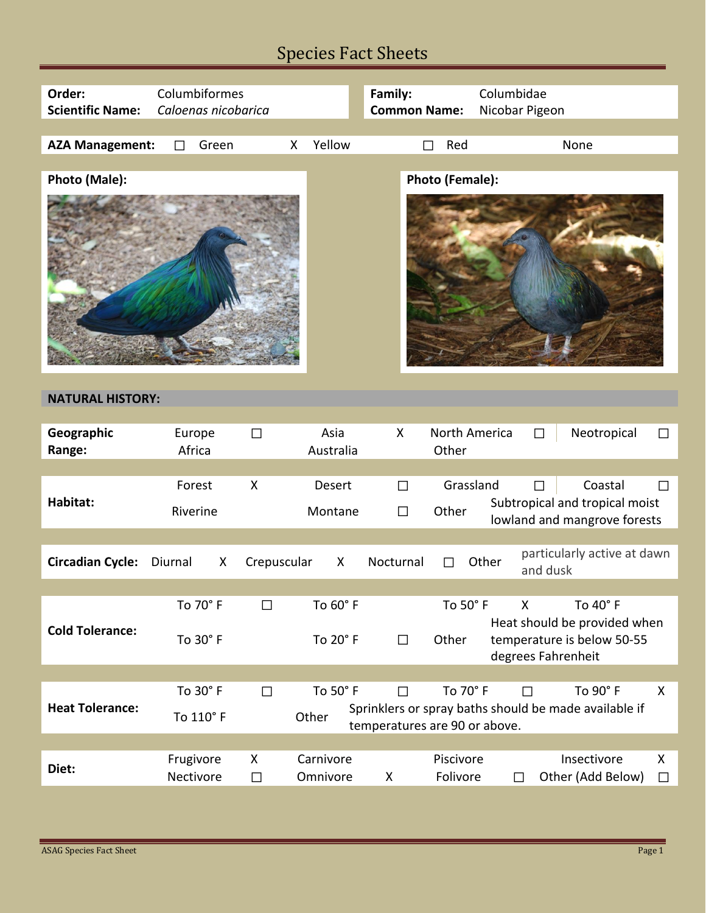# Species Fact Sheets

| | | | |
|---|---|---|---|
| **Order:** | Columbiformes | **Family:** | Columbidae |
| **Scientific Name:** | *Caloenas nicobarica* | **Common Name:** | Nicobar Pigeon |

| **AZA Management:** | ☐ | Green | X | Yellow | ☐ | Red | | None |
|---|---|---|---|---|---|---|---|---|

**Photo (Male):**

**Photo (Female):**

## NATURAL HISTORY:

| | | | | | | | | |
|---|---|---|---|---|---|---|---|---|
| **Geographic Range:** | Europe | ☐ | Asia | X | North America | ☐ | Neotropical | ☐ |
| | Africa | | Australia | | Other | | | |

| | | | | | | | | |
|---|---|---|---|---|---|---|---|---|
| **Habitat:** | Forest | X | Desert | ☐ | Grassland | ☐ | Coastal | ☐ |
| | Riverine | | Montane | ☐ | Other | Subtropical and tropical moist lowland and mangrove forests | | |

| | | | | | | | | |
|---|---|---|---|---|---|---|---|---|
| **Circadian Cycle:** | Diurnal | X | Crepuscular | X | Nocturnal | ☐ | Other | particularly active at dawn and dusk |

| | | | | | | | | |
|---|---|---|---|---|---|---|---|---|
| **Cold Tolerance:** | To 70° F | ☐ | To 60° F | | To 50° F | X | To 40° F | |
| | To 30° F | | To 20° F | ☐ | Other | Heat should be provided when temperature is below 50-55 degrees Fahrenheit | | |

| | | | | | | | | |
|---|---|---|---|---|---|---|---|---|
| **Heat Tolerance:** | To 30° F | ☐ | To 50° F | ☐ | To 70° F | ☐ | To 90° F | X |
| | To 110° F | | Other | Sprinklers or spray baths should be made available if temperatures are 90 or above. | | | | |

| | | | | | | | | |
|---|---|---|---|---|---|---|---|---|
| **Diet:** | Frugivore | X | Carnivore | | Piscivore | | Insectivore | X |
| | Nectivore | ☐ | Omnivore | X | Folivore | ☐ | Other (Add Below) | ☐ |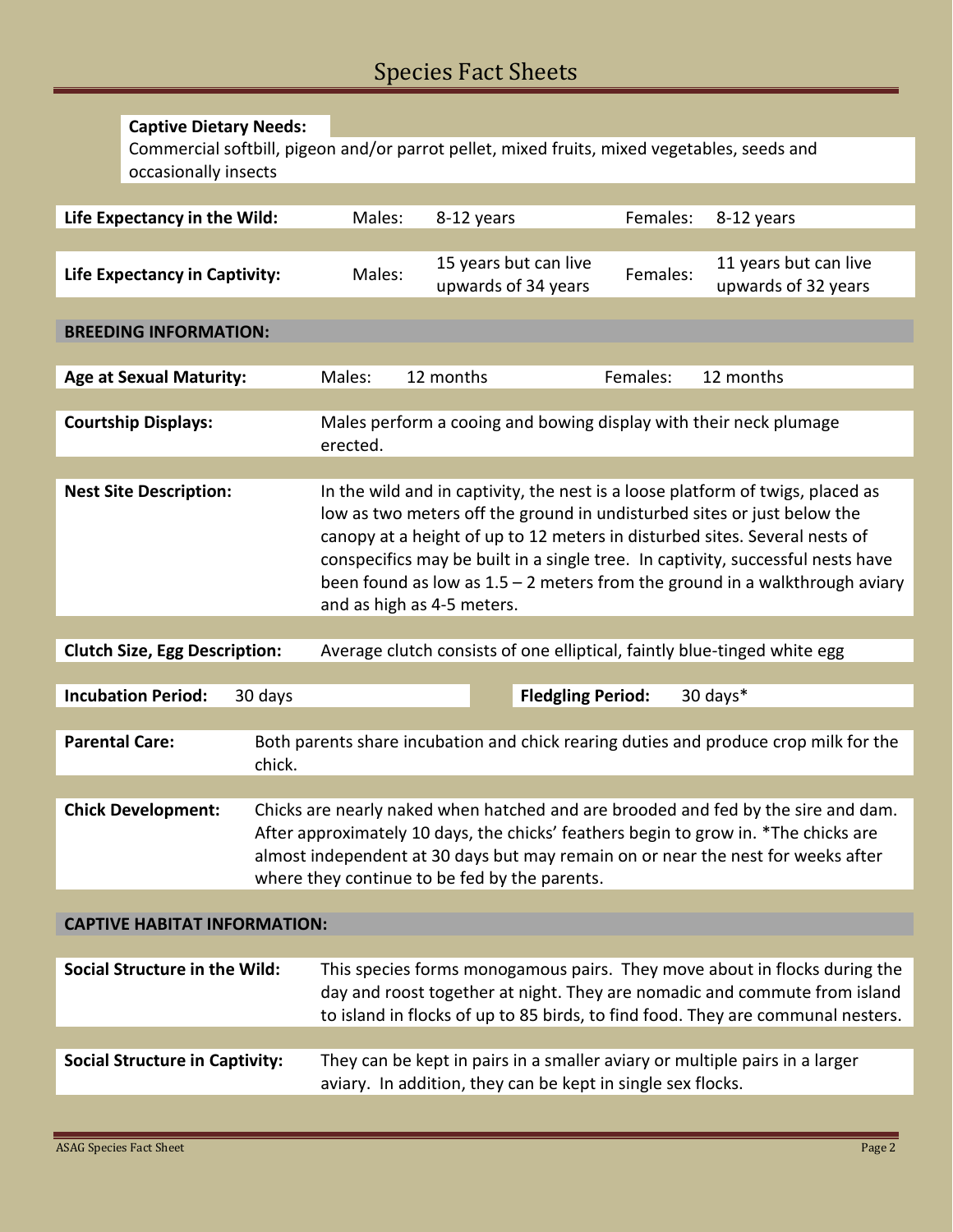# Species Fact Sheets

**Captive Dietary Needs:**
Commercial softbill, pigeon and/or parrot pellet, mixed fruits, mixed vegetables, seeds and occasionally insects

| **Life Expectancy in the Wild:** | Males: | 8-12 years | Females: | 8-12 years |
|---|---|---|---|---|
| **Life Expectancy in Captivity:** | Males: | 15 years but can live upwards of 34 years | Females: | 11 years but can live upwards of 32 years |

## BREEDING INFORMATION:

| **Age at Sexual Maturity:** | Males: | 12 months | Females: | 12 months |
|---|---|---|---|---|

**Courtship Displays:** Males perform a cooing and bowing display with their neck plumage erected.

**Nest Site Description:** In the wild and in captivity, the nest is a loose platform of twigs, placed as low as two meters off the ground in undisturbed sites or just below the canopy at a height of up to 12 meters in disturbed sites. Several nests of conspecifics may be built in a single tree. In captivity, successful nests have been found as low as 1.5 – 2 meters from the ground in a walkthrough aviary and as high as 4-5 meters.

**Clutch Size, Egg Description:** Average clutch consists of one elliptical, faintly blue-tinged white egg

| **Incubation Period:** | 30 days | **Fledgling Period:** | 30 days* |
|---|---|---|---|

**Parental Care:** Both parents share incubation and chick rearing duties and produce crop milk for the chick.

**Chick Development:** Chicks are nearly naked when hatched and are brooded and fed by the sire and dam. After approximately 10 days, the chicks' feathers begin to grow in. *The chicks are almost independent at 30 days but may remain on or near the nest for weeks after where they continue to be fed by the parents.

## CAPTIVE HABITAT INFORMATION:

**Social Structure in the Wild:** This species forms monogamous pairs. They move about in flocks during the day and roost together at night. They are nomadic and commute from island to island in flocks of up to 85 birds, to find food. They are communal nesters.

**Social Structure in Captivity:** They can be kept in pairs in a smaller aviary or multiple pairs in a larger aviary. In addition, they can be kept in single sex flocks.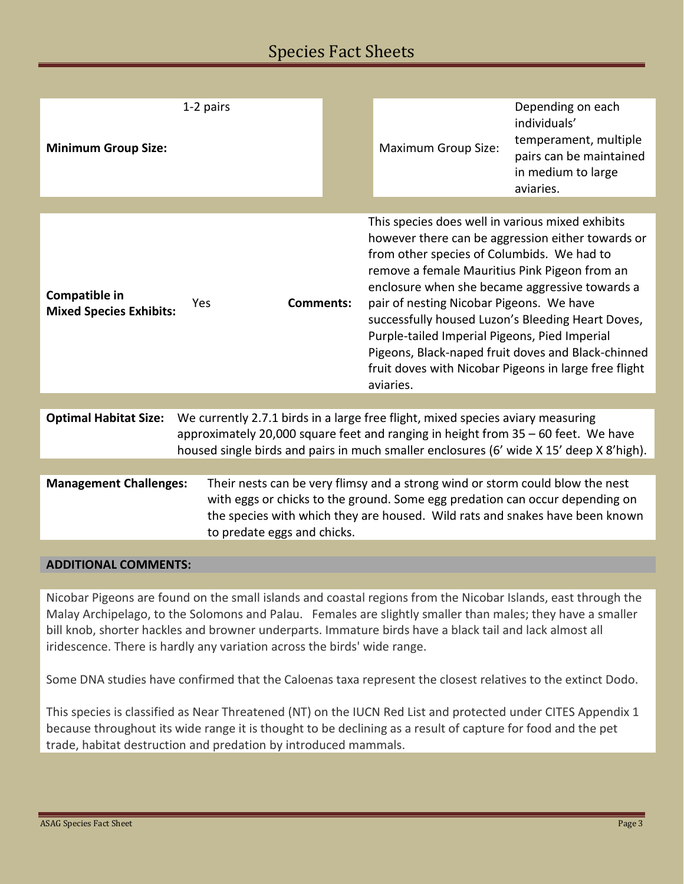# Species Fact Sheets

| **Minimum Group Size:** | 1-2 pairs | Maximum Group Size: | Depending on each individuals' temperament, multiple pairs can be maintained in medium to large aviaries. |
|---|---|---|---|

| **Compatible in Mixed Species Exhibits:** | Yes | **Comments:** | This species does well in various mixed exhibits however there can be aggression either towards or from other species of Columbids. We had to remove a female Mauritius Pink Pigeon from an enclosure when she became aggressive towards a pair of nesting Nicobar Pigeons. We have successfully housed Luzon's Bleeding Heart Doves, Purple-tailed Imperial Pigeons, Pied Imperial Pigeons, Black-naped fruit doves and Black-chinned fruit doves with Nicobar Pigeons in large free flight aviaries. |
|---|---|---|---|

**Optimal Habitat Size:** We currently 2.7.1 birds in a large free flight, mixed species aviary measuring approximately 20,000 square feet and ranging in height from 35 – 60 feet. We have housed single birds and pairs in much smaller enclosures (6' wide X 15' deep X 8'high).

**Management Challenges:** Their nests can be very flimsy and a strong wind or storm could blow the nest with eggs or chicks to the ground. Some egg predation can occur depending on the species with which they are housed. Wild rats and snakes have been known to predate eggs and chicks.

## ADDITIONAL COMMENTS:

Nicobar Pigeons are found on the small islands and coastal regions from the Nicobar Islands, east through the Malay Archipelago, to the Solomons and Palau. Females are slightly smaller than males; they have a smaller bill knob, shorter hackles and browner underparts. Immature birds have a black tail and lack almost all iridescence. There is hardly any variation across the birds' wide range.

Some DNA studies have confirmed that the Caloenas taxa represent the closest relatives to the extinct Dodo.

This species is classified as Near Threatened (NT) on the IUCN Red List and protected under CITES Appendix 1 because throughout its wide range it is thought to be declining as a result of capture for food and the pet trade, habitat destruction and predation by introduced mammals.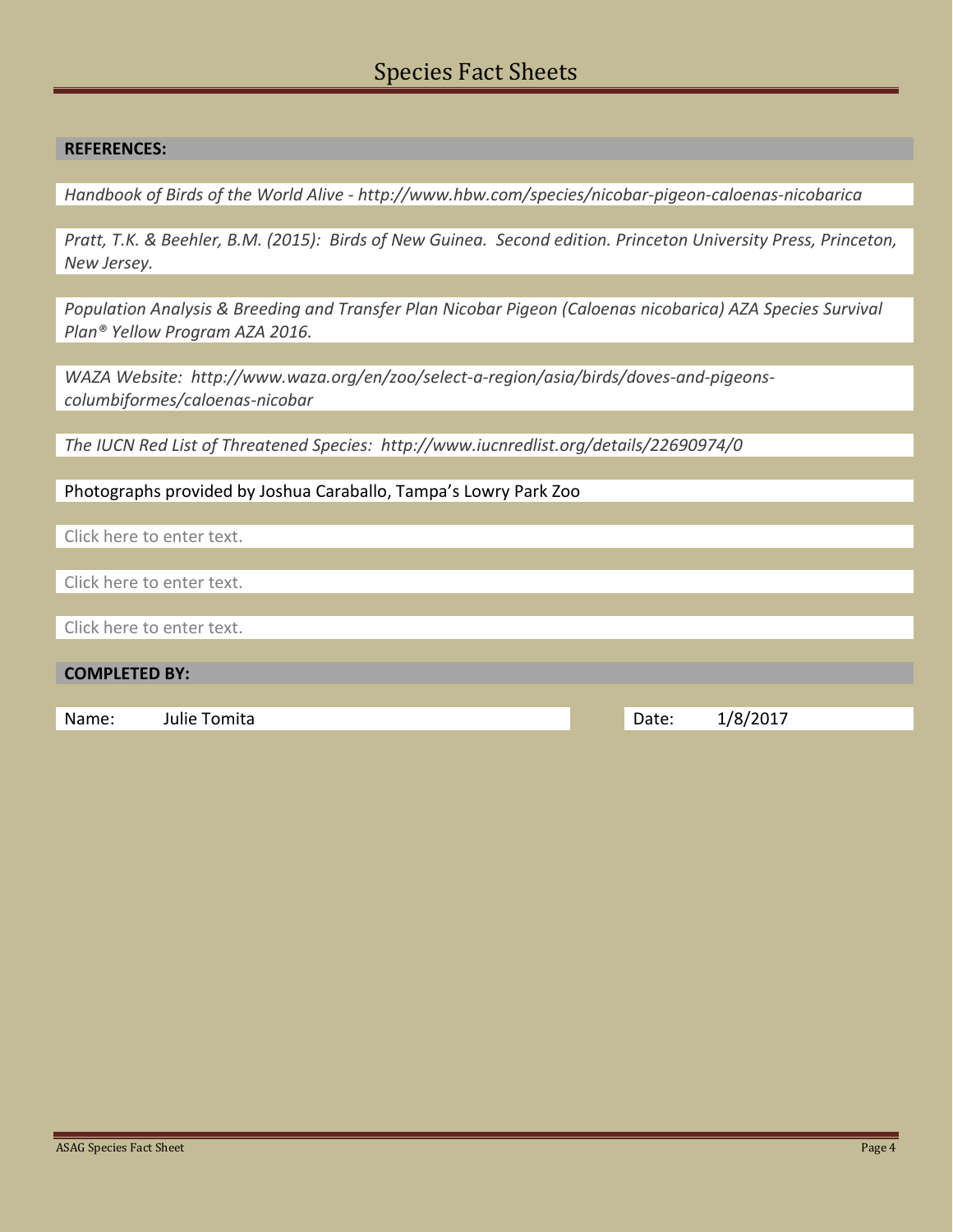# Species Fact Sheets

**REFERENCES:**

*Handbook of Birds of the World Alive - http://www.hbw.com/species/nicobar-pigeon-caloenas-nicobarica*

*Pratt, T.K. & Beehler, B.M. (2015): Birds of New Guinea. Second edition. Princeton University Press, Princeton, New Jersey.*

*Population Analysis & Breeding and Transfer Plan Nicobar Pigeon (Caloenas nicobarica) AZA Species Survival Plan® Yellow Program AZA 2016.*

*WAZA Website: http://www.waza.org/en/zoo/select-a-region/asia/birds/doves-and-pigeons-columbiformes/caloenas-nicobar*

*The IUCN Red List of Threatened Species: http://www.iucnredlist.org/details/22690974/0*

Photographs provided by Joshua Caraballo, Tampa's Lowry Park Zoo

Click here to enter text.

Click here to enter text.

Click here to enter text.

**COMPLETED BY:**

Name: Julie Tomita

Date: 1/8/2017